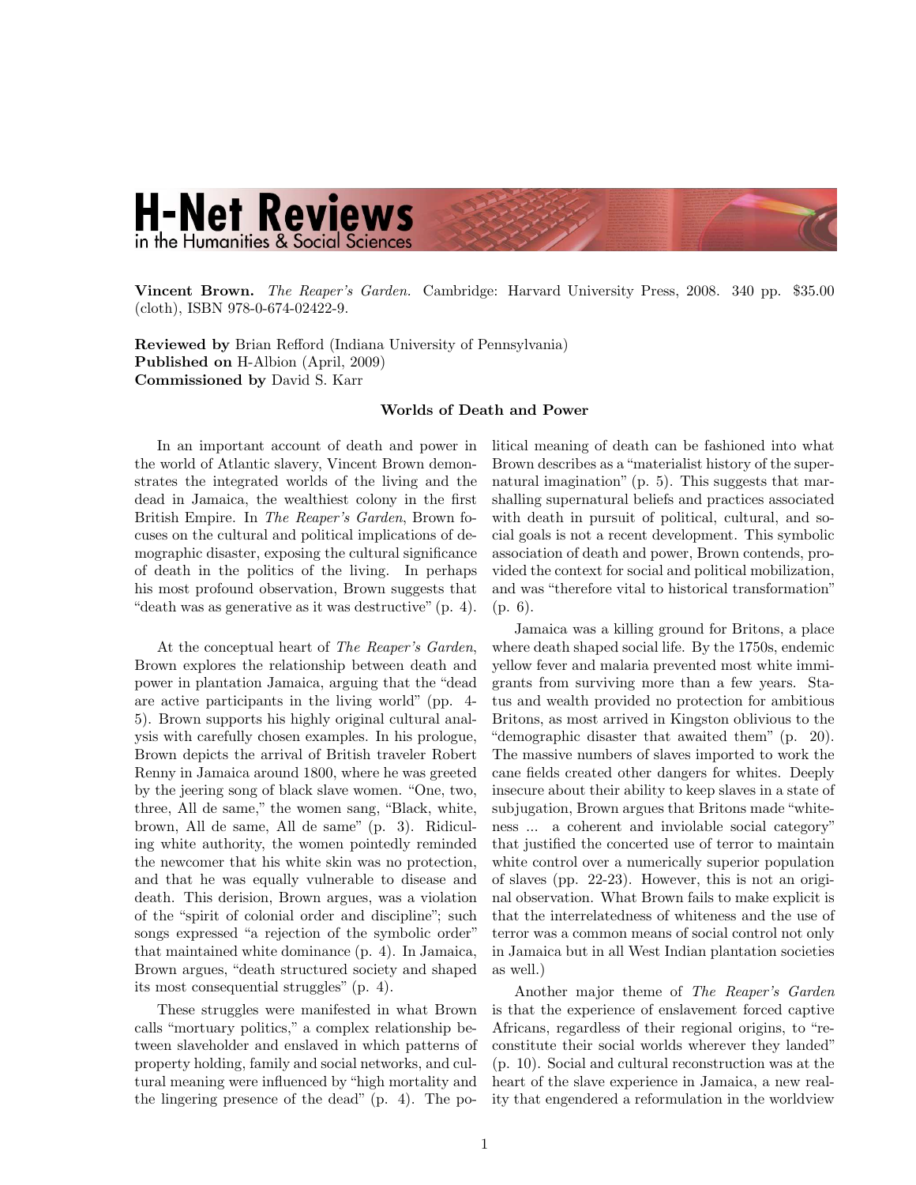# H-Net Reviews
in the Humanities & Social Sciences

**Vincent Brown.** *The Reaper's Garden.* Cambridge: Harvard University Press, 2008. 340 pp. $35.00 (cloth), ISBN 978-0-674-02422-9.

**Reviewed by** Brian Refford (Indiana University of Pennsylvania)
**Published on** H-Albion (April, 2009)
**Commissioned by** David S. Karr

### Worlds of Death and Power

In an important account of death and power in the world of Atlantic slavery, Vincent Brown demonstrates the integrated worlds of the living and the dead in Jamaica, the wealthiest colony in the first British Empire. In *The Reaper's Garden*, Brown focuses on the cultural and political implications of demographic disaster, exposing the cultural significance of death in the politics of the living. In perhaps his most profound observation, Brown suggests that "death was as generative as it was destructive" (p. 4).

At the conceptual heart of *The Reaper's Garden*, Brown explores the relationship between death and power in plantation Jamaica, arguing that the "dead are active participants in the living world" (pp. 4-5). Brown supports his highly original cultural analysis with carefully chosen examples. In his prologue, Brown depicts the arrival of British traveler Robert Renny in Jamaica around 1800, where he was greeted by the jeering song of black slave women. "One, two, three, All de same," the women sang, "Black, white, brown, All de same, All de same" (p. 3). Ridiculing white authority, the women pointedly reminded the newcomer that his white skin was no protection, and that he was equally vulnerable to disease and death. This derision, Brown argues, was a violation of the "spirit of colonial order and discipline"; such songs expressed "a rejection of the symbolic order" that maintained white dominance (p. 4). In Jamaica, Brown argues, "death structured society and shaped its most consequential struggles" (p. 4).

These struggles were manifested in what Brown calls "mortuary politics," a complex relationship between slaveholder and enslaved in which patterns of property holding, family and social networks, and cultural meaning were influenced by "high mortality and the lingering presence of the dead" (p. 4). The political meaning of death can be fashioned into what Brown describes as a "materialist history of the supernatural imagination" (p. 5). This suggests that marshalling supernatural beliefs and practices associated with death in pursuit of political, cultural, and social goals is not a recent development. This symbolic association of death and power, Brown contends, provided the context for social and political mobilization, and was "therefore vital to historical transformation" (p. 6).

Jamaica was a killing ground for Britons, a place where death shaped social life. By the 1750s, endemic yellow fever and malaria prevented most white immigrants from surviving more than a few years. Status and wealth provided no protection for ambitious Britons, as most arrived in Kingston oblivious to the "demographic disaster that awaited them" (p. 20). The massive numbers of slaves imported to work the cane fields created other dangers for whites. Deeply insecure about their ability to keep slaves in a state of subjugation, Brown argues that Britons made "whiteness ... a coherent and inviolable social category" that justified the concerted use of terror to maintain white control over a numerically superior population of slaves (pp. 22-23). However, this is not an original observation. What Brown fails to make explicit is that the interrelatedness of whiteness and the use of terror was a common means of social control not only in Jamaica but in all West Indian plantation societies as well.)

Another major theme of *The Reaper's Garden* is that the experience of enslavement forced captive Africans, regardless of their regional origins, to "reconstitute their social worlds wherever they landed" (p. 10). Social and cultural reconstruction was at the heart of the slave experience in Jamaica, a new reality that engendered a reformulation in the worldview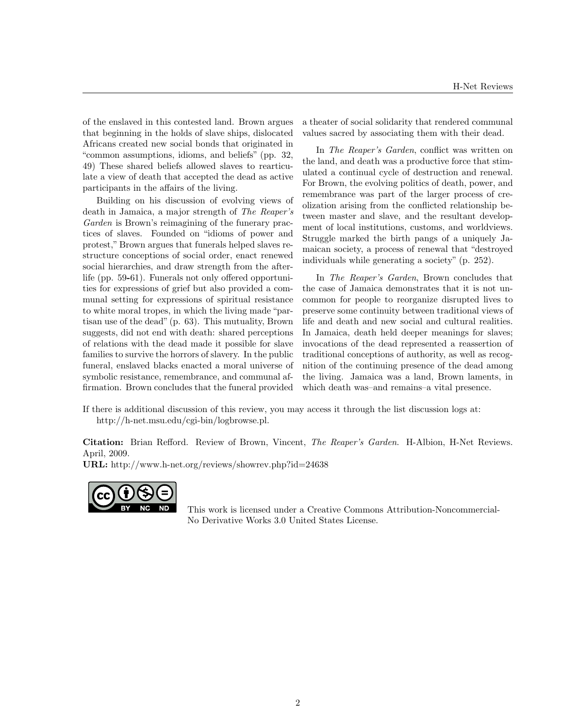of the enslaved in this contested land. Brown argues that beginning in the holds of slave ships, dislocated Africans created new social bonds that originated in "common assumptions, idioms, and beliefs" (pp. 32, 49) These shared beliefs allowed slaves to rearticulate a view of death that accepted the dead as active participants in the affairs of the living.

Building on his discussion of evolving views of death in Jamaica, a major strength of *The Reaper's Garden* is Brown's reimagining of the funerary practices of slaves. Founded on "idioms of power and protest," Brown argues that funerals helped slaves restructure conceptions of social order, enact renewed social hierarchies, and draw strength from the afterlife (pp. 59-61). Funerals not only offered opportunities for expressions of grief but also provided a communal setting for expressions of spiritual resistance to white moral tropes, in which the living made "partisan use of the dead" (p. 63). This mutuality, Brown suggests, did not end with death: shared perceptions of relations with the dead made it possible for slave families to survive the horrors of slavery. In the public funeral, enslaved blacks enacted a moral universe of symbolic resistance, remembrance, and communal affirmation. Brown concludes that the funeral provided a theater of social solidarity that rendered communal values sacred by associating them with their dead.

In *The Reaper's Garden*, conflict was written on the land, and death was a productive force that stimulated a continual cycle of destruction and renewal. For Brown, the evolving politics of death, power, and remembrance was part of the larger process of creolization arising from the conflicted relationship between master and slave, and the resultant development of local institutions, customs, and worldviews. Struggle marked the birth pangs of a uniquely Jamaican society, a process of renewal that "destroyed individuals while generating a society" (p. 252).

In *The Reaper's Garden*, Brown concludes that the case of Jamaica demonstrates that it is not uncommon for people to reorganize disrupted lives to preserve some continuity between traditional views of life and death and new social and cultural realities. In Jamaica, death held deeper meanings for slaves; invocations of the dead represented a reassertion of traditional conceptions of authority, as well as recognition of the continuing presence of the dead among the living. Jamaica was a land, Brown laments, in which death was–and remains–a vital presence.

If there is additional discussion of this review, you may access it through the list discussion logs at: http://h-net.msu.edu/cgi-bin/logbrowse.pl.

**Citation:** Brian Refford. Review of Brown, Vincent, *The Reaper's Garden*. H-Albion, H-Net Reviews. April, 2009.

**URL:** http://www.h-net.org/reviews/showrev.php?id=24638

This work is licensed under a Creative Commons Attribution-Noncommercial-No Derivative Works 3.0 United States License.